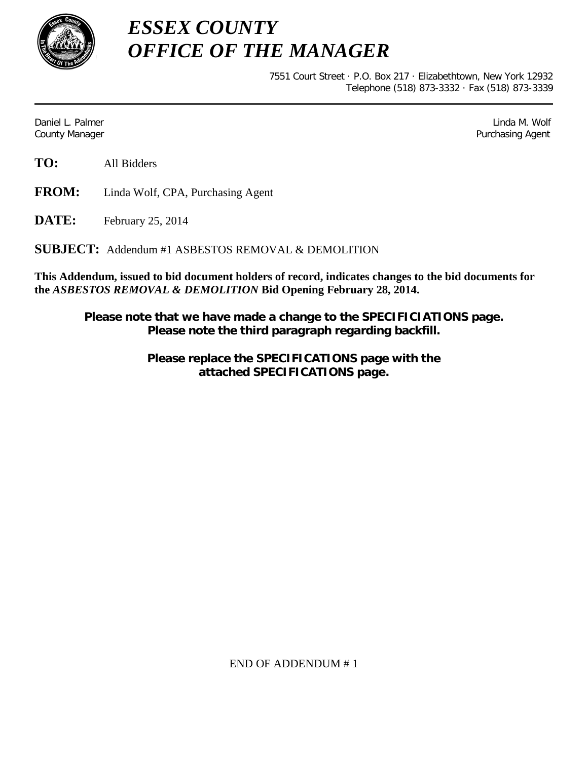# *ESSEX COUNTY*
# *OFFICE OF THE MANAGER*

7551 Court Street · P.O. Box 217 · Elizabethtown, New York 12932
Telephone (518) 873-3332 · Fax (518) 873-3339

---

Daniel L. Palmer
County Manager

Linda M. Wolf
Purchasing Agent

**TO:** All Bidders

**FROM:** Linda Wolf, CPA, Purchasing Agent

**DATE:** February 25, 2014

**SUBJECT:** Addendum #1 ASBESTOS REMOVAL & DEMOLITION

**This Addendum, issued to bid document holders of record, indicates changes to the bid documents for the *ASBESTOS REMOVAL & DEMOLITION* Bid Opening February 28, 2014.**

**Please note that we have made a change to the SPECIFICIATIONS page.**
**Please note the third paragraph regarding backfill.**

**Please replace the SPECIFICATIONS page with the attached SPECIFICATIONS page.**

END OF ADDENDUM # 1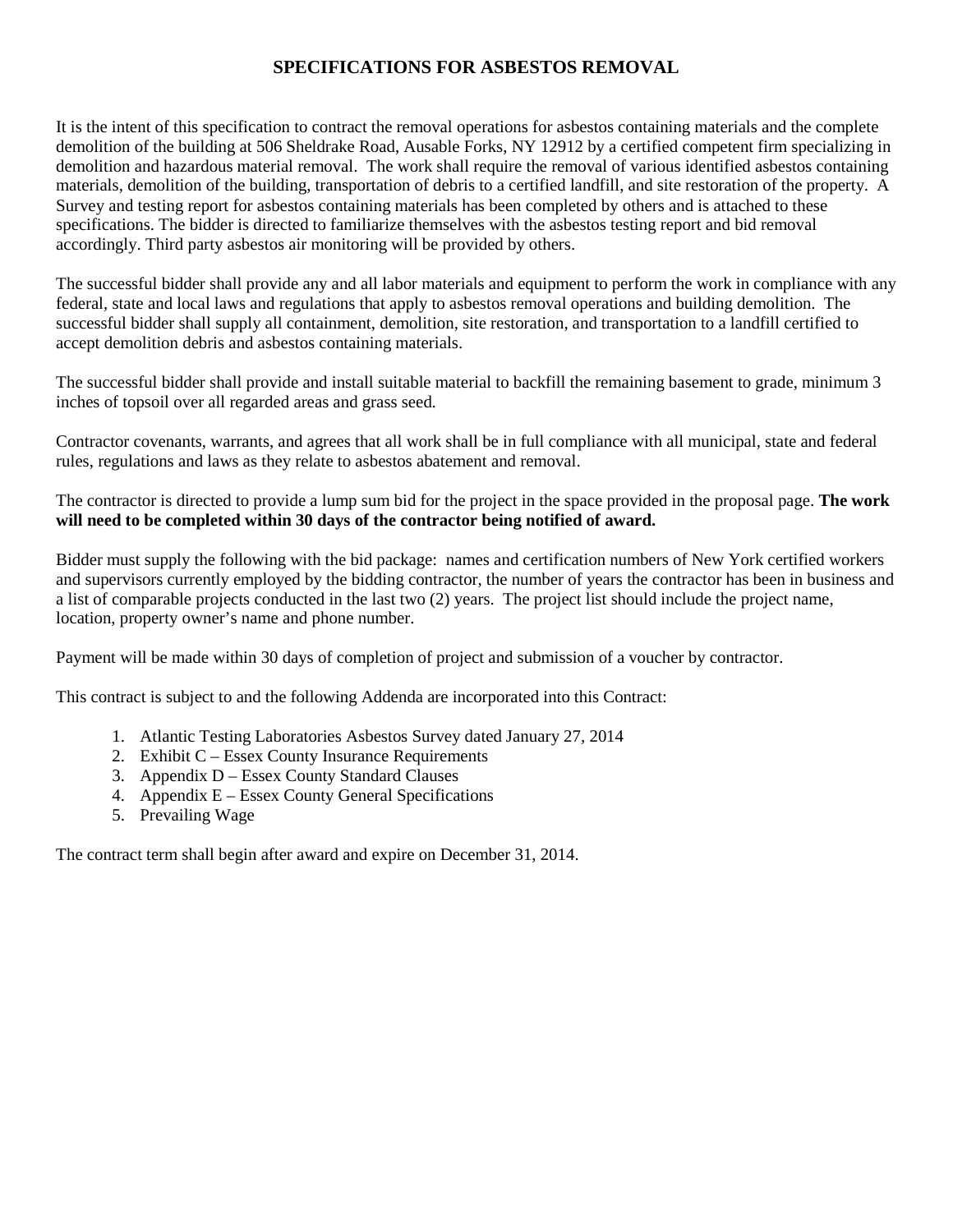# SPECIFICATIONS FOR ASBESTOS REMOVAL

It is the intent of this specification to contract the removal operations for asbestos containing materials and the complete demolition of the building at 506 Sheldrake Road, Ausable Forks, NY 12912 by a certified competent firm specializing in demolition and hazardous material removal. The work shall require the removal of various identified asbestos containing materials, demolition of the building, transportation of debris to a certified landfill, and site restoration of the property. A Survey and testing report for asbestos containing materials has been completed by others and is attached to these specifications. The bidder is directed to familiarize themselves with the asbestos testing report and bid removal accordingly. Third party asbestos air monitoring will be provided by others.

The successful bidder shall provide any and all labor materials and equipment to perform the work in compliance with any federal, state and local laws and regulations that apply to asbestos removal operations and building demolition. The successful bidder shall supply all containment, demolition, site restoration, and transportation to a landfill certified to accept demolition debris and asbestos containing materials.

The successful bidder shall provide and install suitable material to backfill the remaining basement to grade, minimum 3 inches of topsoil over all regarded areas and grass seed.

Contractor covenants, warrants, and agrees that all work shall be in full compliance with all municipal, state and federal rules, regulations and laws as they relate to asbestos abatement and removal.

The contractor is directed to provide a lump sum bid for the project in the space provided in the proposal page. **The work will need to be completed within 30 days of the contractor being notified of award.**

Bidder must supply the following with the bid package: names and certification numbers of New York certified workers and supervisors currently employed by the bidding contractor, the number of years the contractor has been in business and a list of comparable projects conducted in the last two (2) years. The project list should include the project name, location, property owner's name and phone number.

Payment will be made within 30 days of completion of project and submission of a voucher by contractor.

This contract is subject to and the following Addenda are incorporated into this Contract:

1. Atlantic Testing Laboratories Asbestos Survey dated January 27, 2014
2. Exhibit C – Essex County Insurance Requirements
3. Appendix D – Essex County Standard Clauses
4. Appendix E – Essex County General Specifications
5. Prevailing Wage

The contract term shall begin after award and expire on December 31, 2014.